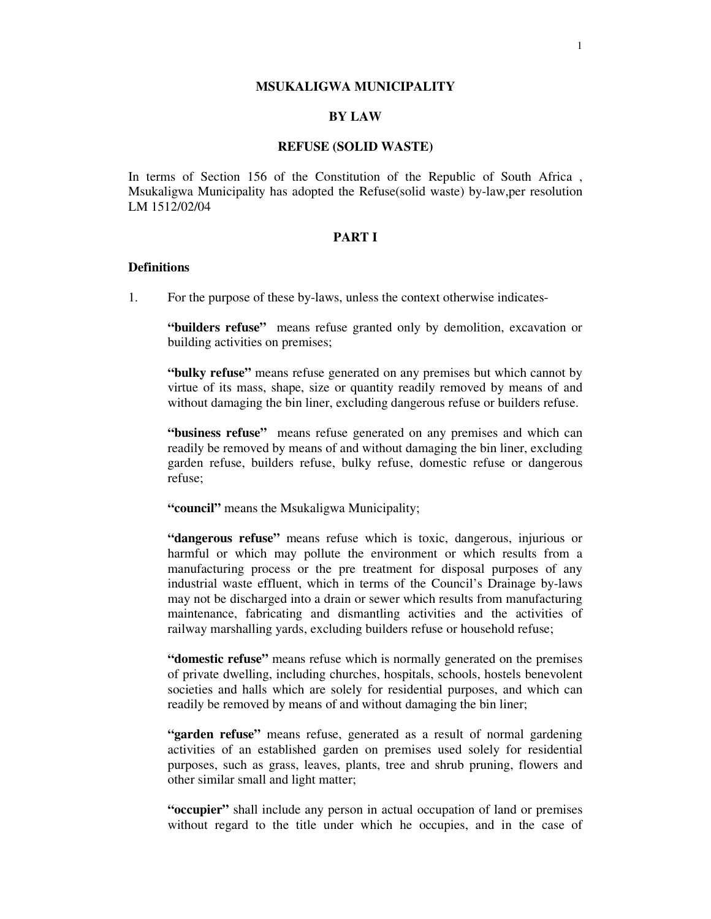# MSUKALIGWA MUNICIPALITY

## BY LAW

## REFUSE (SOLID WASTE)

In terms of Section 156 of the Constitution of the Republic of South Africa , Msukaligwa Municipality has adopted the Refuse(solid waste) by-law,per resolution LM 1512/02/04

## PART I

### Definitions

1. For the purpose of these by-laws, unless the context otherwise indicates-

   **"builders refuse"** means refuse granted only by demolition, excavation or building activities on premises;

   **"bulky refuse"** means refuse generated on any premises but which cannot by virtue of its mass, shape, size or quantity readily removed by means of and without damaging the bin liner, excluding dangerous refuse or builders refuse.

   **"business refuse"** means refuse generated on any premises and which can readily be removed by means of and without damaging the bin liner, excluding garden refuse, builders refuse, bulky refuse, domestic refuse or dangerous refuse;

   **"council"** means the Msukaligwa Municipality;

   **"dangerous refuse"** means refuse which is toxic, dangerous, injurious or harmful or which may pollute the environment or which results from a manufacturing process or the pre treatment for disposal purposes of any industrial waste effluent, which in terms of the Council's Drainage by-laws may not be discharged into a drain or sewer which results from manufacturing maintenance, fabricating and dismantling activities and the activities of railway marshalling yards, excluding builders refuse or household refuse;

   **"domestic refuse"** means refuse which is normally generated on the premises of private dwelling, including churches, hospitals, schools, hostels benevolent societies and halls which are solely for residential purposes, and which can readily be removed by means of and without damaging the bin liner;

   **"garden refuse"** means refuse, generated as a result of normal gardening activities of an established garden on premises used solely for residential purposes, such as grass, leaves, plants, tree and shrub pruning, flowers and other similar small and light matter;

   **"occupier"** shall include any person in actual occupation of land or premises without regard to the title under which he occupies, and in the case of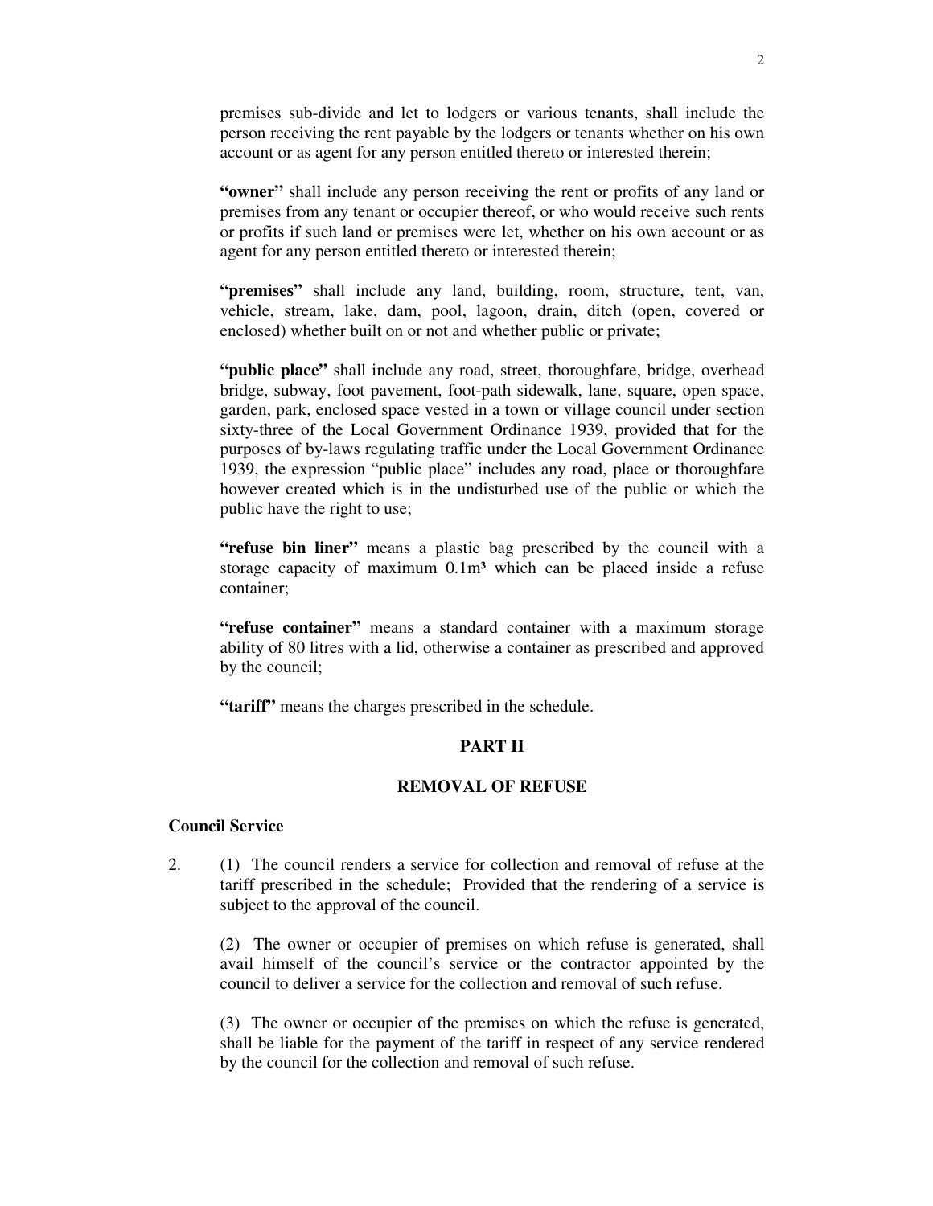premises sub-divide and let to lodgers or various tenants, shall include the person receiving the rent payable by the lodgers or tenants whether on his own account or as agent for any person entitled thereto or interested therein;

**"owner"** shall include any person receiving the rent or profits of any land or premises from any tenant or occupier thereof, or who would receive such rents or profits if such land or premises were let, whether on his own account or as agent for any person entitled thereto or interested therein;

**"premises"** shall include any land, building, room, structure, tent, van, vehicle, stream, lake, dam, pool, lagoon, drain, ditch (open, covered or enclosed) whether built on or not and whether public or private;

**"public place"** shall include any road, street, thoroughfare, bridge, overhead bridge, subway, foot pavement, foot-path sidewalk, lane, square, open space, garden, park, enclosed space vested in a town or village council under section sixty-three of the Local Government Ordinance 1939, provided that for the purposes of by-laws regulating traffic under the Local Government Ordinance 1939, the expression "public place" includes any road, place or thoroughfare however created which is in the undisturbed use of the public or which the public have the right to use;

**"refuse bin liner"** means a plastic bag prescribed by the council with a storage capacity of maximum $0.1m^3$ which can be placed inside a refuse container;

**"refuse container"** means a standard container with a maximum storage ability of 80 litres with a lid, otherwise a container as prescribed and approved by the council;

**"tariff"** means the charges prescribed in the schedule.

## PART II

## REMOVAL OF REFUSE

**Council Service**

2. (1) The council renders a service for collection and removal of refuse at the tariff prescribed in the schedule; Provided that the rendering of a service is subject to the approval of the council.

   (2) The owner or occupier of premises on which refuse is generated, shall avail himself of the council's service or the contractor appointed by the council to deliver a service for the collection and removal of such refuse.

   (3) The owner or occupier of the premises on which the refuse is generated, shall be liable for the payment of the tariff in respect of any service rendered by the council for the collection and removal of such refuse.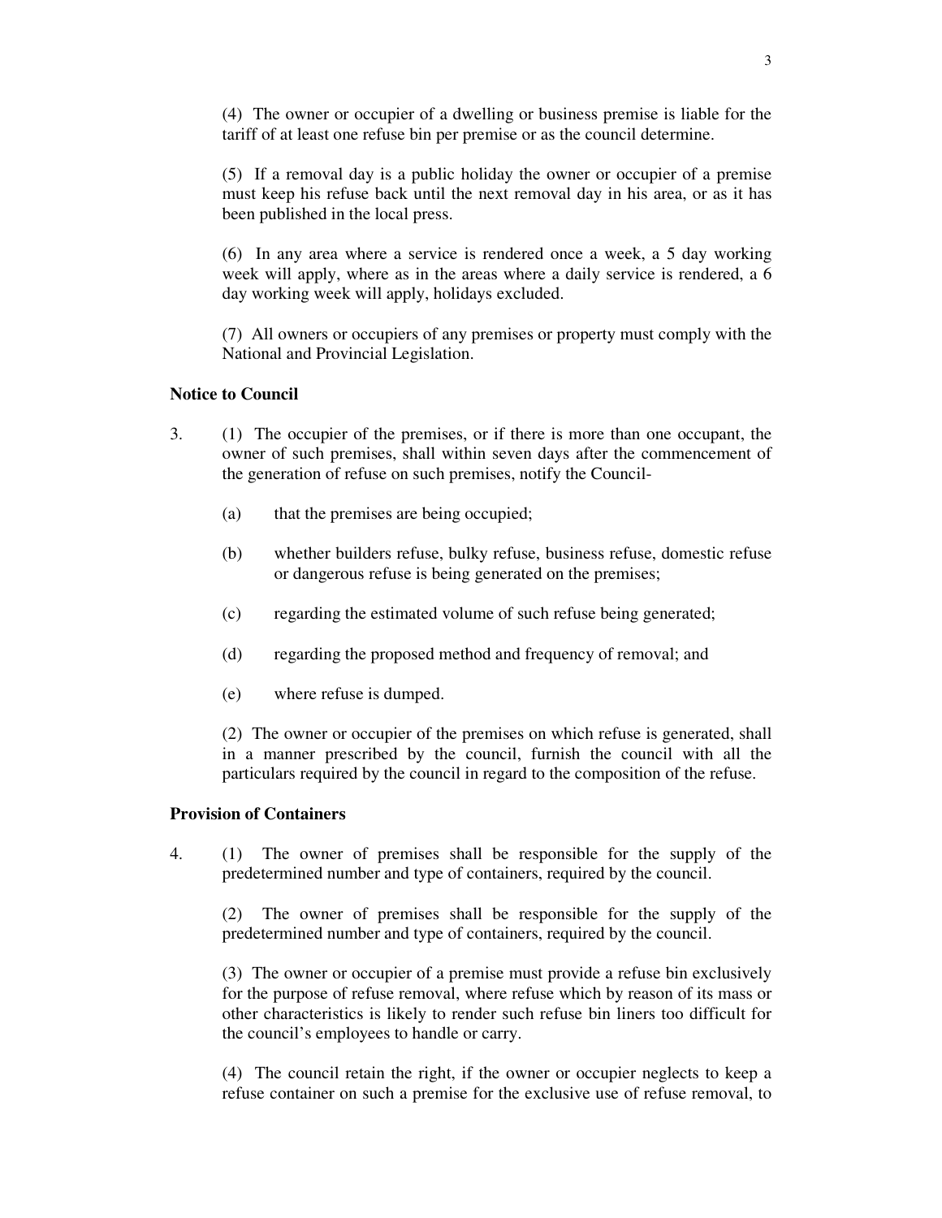(4) The owner or occupier of a dwelling or business premise is liable for the tariff of at least one refuse bin per premise or as the council determine.

(5) If a removal day is a public holiday the owner or occupier of a premise must keep his refuse back until the next removal day in his area, or as it has been published in the local press.

(6) In any area where a service is rendered once a week, a 5 day working week will apply, where as in the areas where a daily service is rendered, a 6 day working week will apply, holidays excluded.

(7) All owners or occupiers of any premises or property must comply with the National and Provincial Legislation.

**Notice to Council**

3. (1) The occupier of the premises, or if there is more than one occupant, the owner of such premises, shall within seven days after the commencement of the generation of refuse on such premises, notify the Council-

  (a) that the premises are being occupied;

  (b) whether builders refuse, bulky refuse, business refuse, domestic refuse or dangerous refuse is being generated on the premises;

  (c) regarding the estimated volume of such refuse being generated;

  (d) regarding the proposed method and frequency of removal; and

  (e) where refuse is dumped.

(2) The owner or occupier of the premises on which refuse is generated, shall in a manner prescribed by the council, furnish the council with all the particulars required by the council in regard to the composition of the refuse.

**Provision of Containers**

4. (1) The owner of premises shall be responsible for the supply of the predetermined number and type of containers, required by the council.

(2) The owner of premises shall be responsible for the supply of the predetermined number and type of containers, required by the council.

(3) The owner or occupier of a premise must provide a refuse bin exclusively for the purpose of refuse removal, where refuse which by reason of its mass or other characteristics is likely to render such refuse bin liners too difficult for the council's employees to handle or carry.

(4) The council retain the right, if the owner or occupier neglects to keep a refuse container on such a premise for the exclusive use of refuse removal, to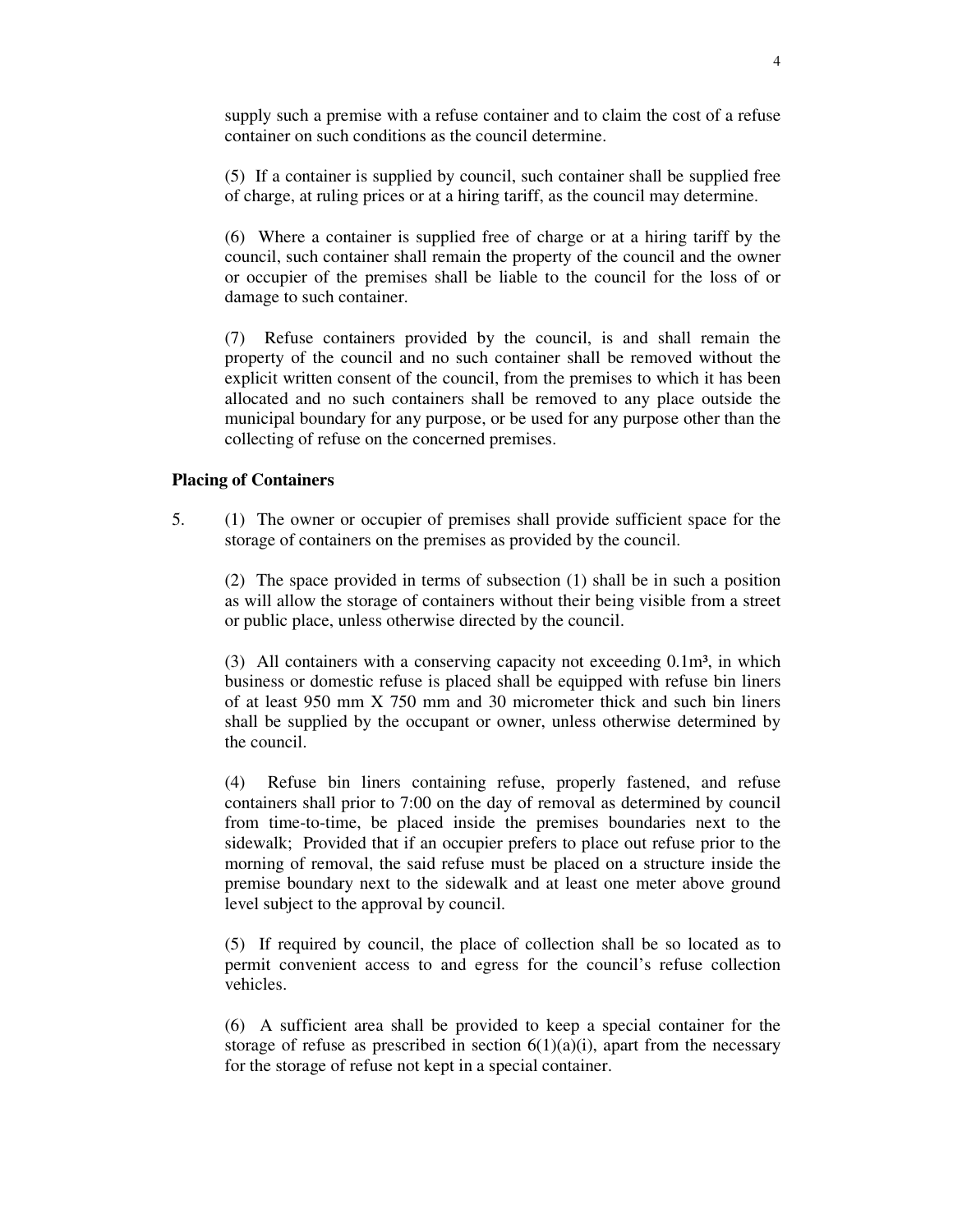supply such a premise with a refuse container and to claim the cost of a refuse container on such conditions as the council determine.

(5) If a container is supplied by council, such container shall be supplied free of charge, at ruling prices or at a hiring tariff, as the council may determine.

(6) Where a container is supplied free of charge or at a hiring tariff by the council, such container shall remain the property of the council and the owner or occupier of the premises shall be liable to the council for the loss of or damage to such container.

(7) Refuse containers provided by the council, is and shall remain the property of the council and no such container shall be removed without the explicit written consent of the council, from the premises to which it has been allocated and no such containers shall be removed to any place outside the municipal boundary for any purpose, or be used for any purpose other than the collecting of refuse on the concerned premises.

**Placing of Containers**

5. (1) The owner or occupier of premises shall provide sufficient space for the storage of containers on the premises as provided by the council.

(2) The space provided in terms of subsection (1) shall be in such a position as will allow the storage of containers without their being visible from a street or public place, unless otherwise directed by the council.

(3) All containers with a conserving capacity not exceeding $0.1m^3$, in which business or domestic refuse is placed shall be equipped with refuse bin liners of at least 950 mm X 750 mm and 30 micrometer thick and such bin liners shall be supplied by the occupant or owner, unless otherwise determined by the council.

(4) Refuse bin liners containing refuse, properly fastened, and refuse containers shall prior to 7:00 on the day of removal as determined by council from time-to-time, be placed inside the premises boundaries next to the sidewalk; Provided that if an occupier prefers to place out refuse prior to the morning of removal, the said refuse must be placed on a structure inside the premise boundary next to the sidewalk and at least one meter above ground level subject to the approval by council.

(5) If required by council, the place of collection shall be so located as to permit convenient access to and egress for the council's refuse collection vehicles.

(6) A sufficient area shall be provided to keep a special container for the storage of refuse as prescribed in section 6(1)(a)(i), apart from the necessary for the storage of refuse not kept in a special container.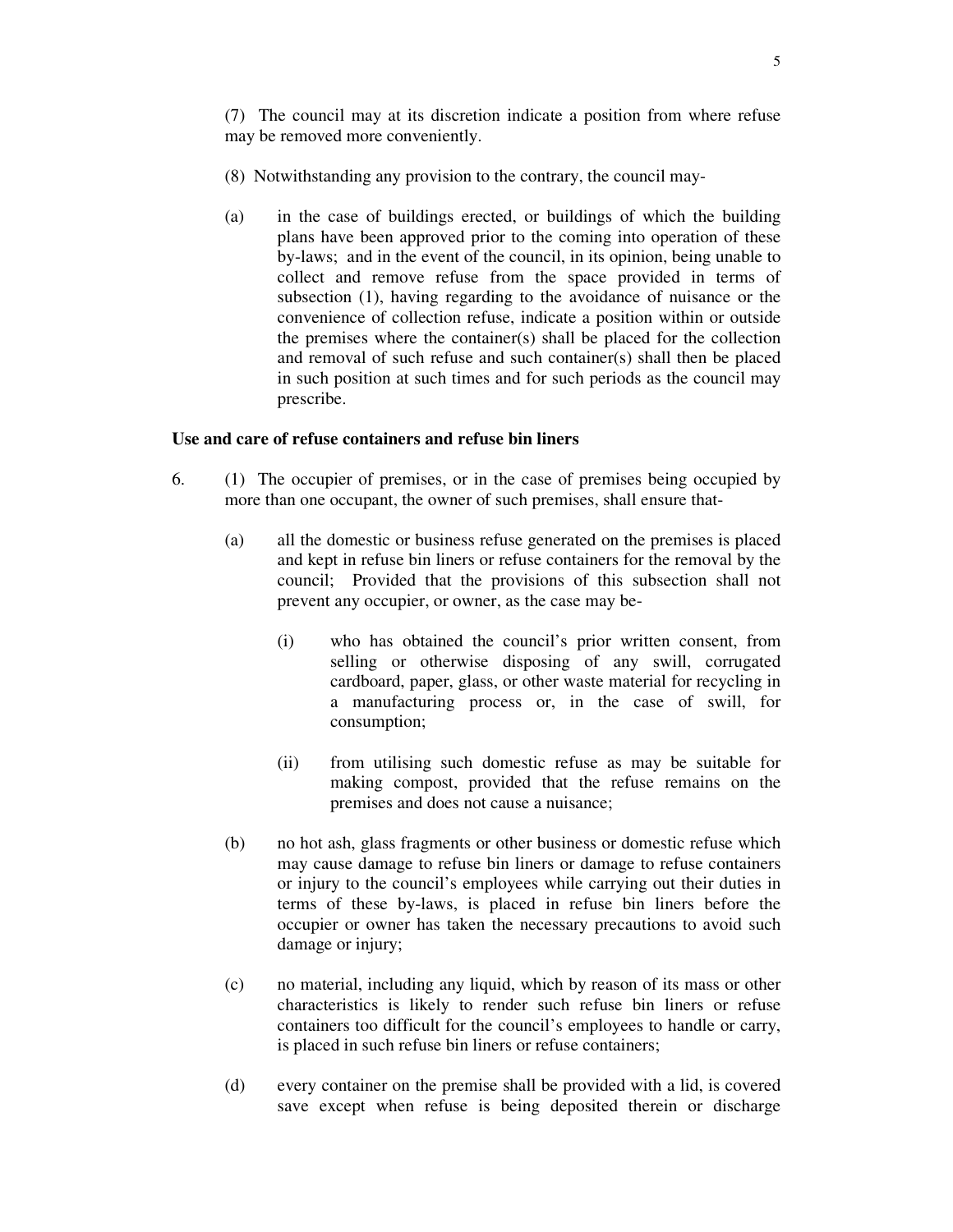(7) The council may at its discretion indicate a position from where refuse may be removed more conveniently.

(8) Notwithstanding any provision to the contrary, the council may-

(a) in the case of buildings erected, or buildings of which the building plans have been approved prior to the coming into operation of these by-laws; and in the event of the council, in its opinion, being unable to collect and remove refuse from the space provided in terms of subsection (1), having regarding to the avoidance of nuisance or the convenience of collection refuse, indicate a position within or outside the premises where the container(s) shall be placed for the collection and removal of such refuse and such container(s) shall then be placed in such position at such times and for such periods as the council may prescribe.

**Use and care of refuse containers and refuse bin liners**

6. (1) The occupier of premises, or in the case of premises being occupied by more than one occupant, the owner of such premises, shall ensure that-

(a) all the domestic or business refuse generated on the premises is placed and kept in refuse bin liners or refuse containers for the removal by the council; Provided that the provisions of this subsection shall not prevent any occupier, or owner, as the case may be-

(i) who has obtained the council's prior written consent, from selling or otherwise disposing of any swill, corrugated cardboard, paper, glass, or other waste material for recycling in a manufacturing process or, in the case of swill, for consumption;

(ii) from utilising such domestic refuse as may be suitable for making compost, provided that the refuse remains on the premises and does not cause a nuisance;

(b) no hot ash, glass fragments or other business or domestic refuse which may cause damage to refuse bin liners or damage to refuse containers or injury to the council's employees while carrying out their duties in terms of these by-laws, is placed in refuse bin liners before the occupier or owner has taken the necessary precautions to avoid such damage or injury;

(c) no material, including any liquid, which by reason of its mass or other characteristics is likely to render such refuse bin liners or refuse containers too difficult for the council's employees to handle or carry, is placed in such refuse bin liners or refuse containers;

(d) every container on the premise shall be provided with a lid, is covered save except when refuse is being deposited therein or discharge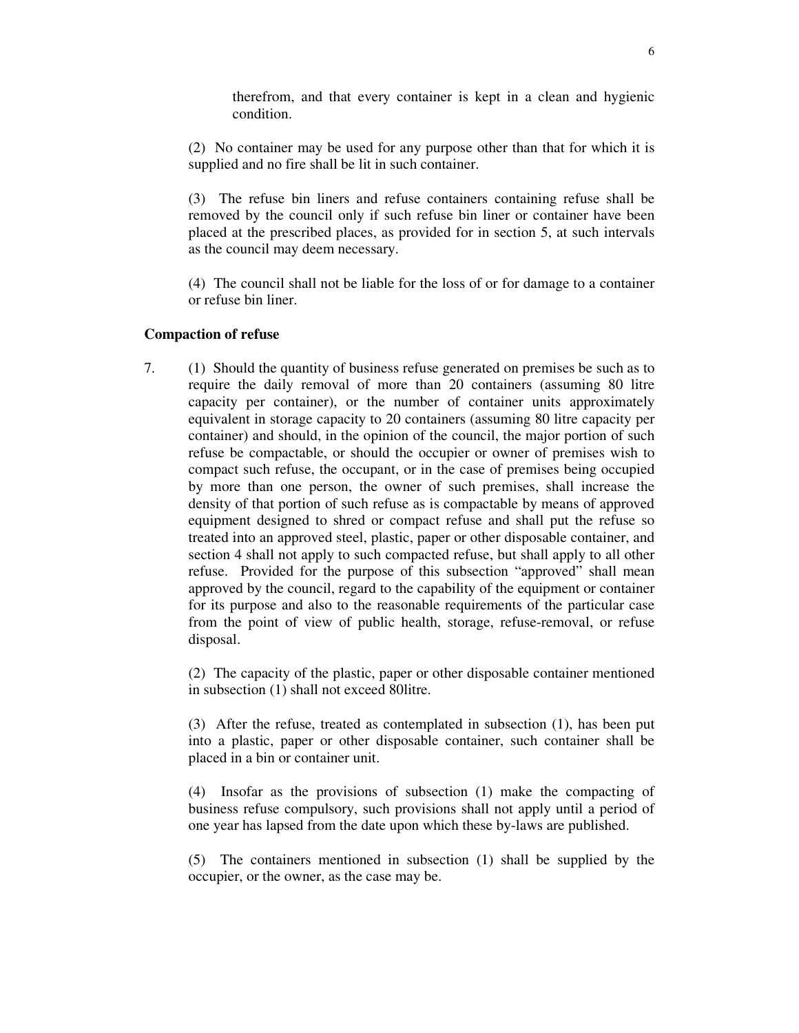therefrom, and that every container is kept in a clean and hygienic condition.

(2) No container may be used for any purpose other than that for which it is supplied and no fire shall be lit in such container.

(3) The refuse bin liners and refuse containers containing refuse shall be removed by the council only if such refuse bin liner or container have been placed at the prescribed places, as provided for in section 5, at such intervals as the council may deem necessary.

(4) The council shall not be liable for the loss of or for damage to a container or refuse bin liner.

**Compaction of refuse**

7. (1) Should the quantity of business refuse generated on premises be such as to require the daily removal of more than 20 containers (assuming 80 litre capacity per container), or the number of container units approximately equivalent in storage capacity to 20 containers (assuming 80 litre capacity per container) and should, in the opinion of the council, the major portion of such refuse be compactable, or should the occupier or owner of premises wish to compact such refuse, the occupant, or in the case of premises being occupied by more than one person, the owner of such premises, shall increase the density of that portion of such refuse as is compactable by means of approved equipment designed to shred or compact refuse and shall put the refuse so treated into an approved steel, plastic, paper or other disposable container, and section 4 shall not apply to such compacted refuse, but shall apply to all other refuse. Provided for the purpose of this subsection "approved" shall mean approved by the council, regard to the capability of the equipment or container for its purpose and also to the reasonable requirements of the particular case from the point of view of public health, storage, refuse-removal, or refuse disposal.

(2) The capacity of the plastic, paper or other disposable container mentioned in subsection (1) shall not exceed 80litre.

(3) After the refuse, treated as contemplated in subsection (1), has been put into a plastic, paper or other disposable container, such container shall be placed in a bin or container unit.

(4) Insofar as the provisions of subsection (1) make the compacting of business refuse compulsory, such provisions shall not apply until a period of one year has lapsed from the date upon which these by-laws are published.

(5) The containers mentioned in subsection (1) shall be supplied by the occupier, or the owner, as the case may be.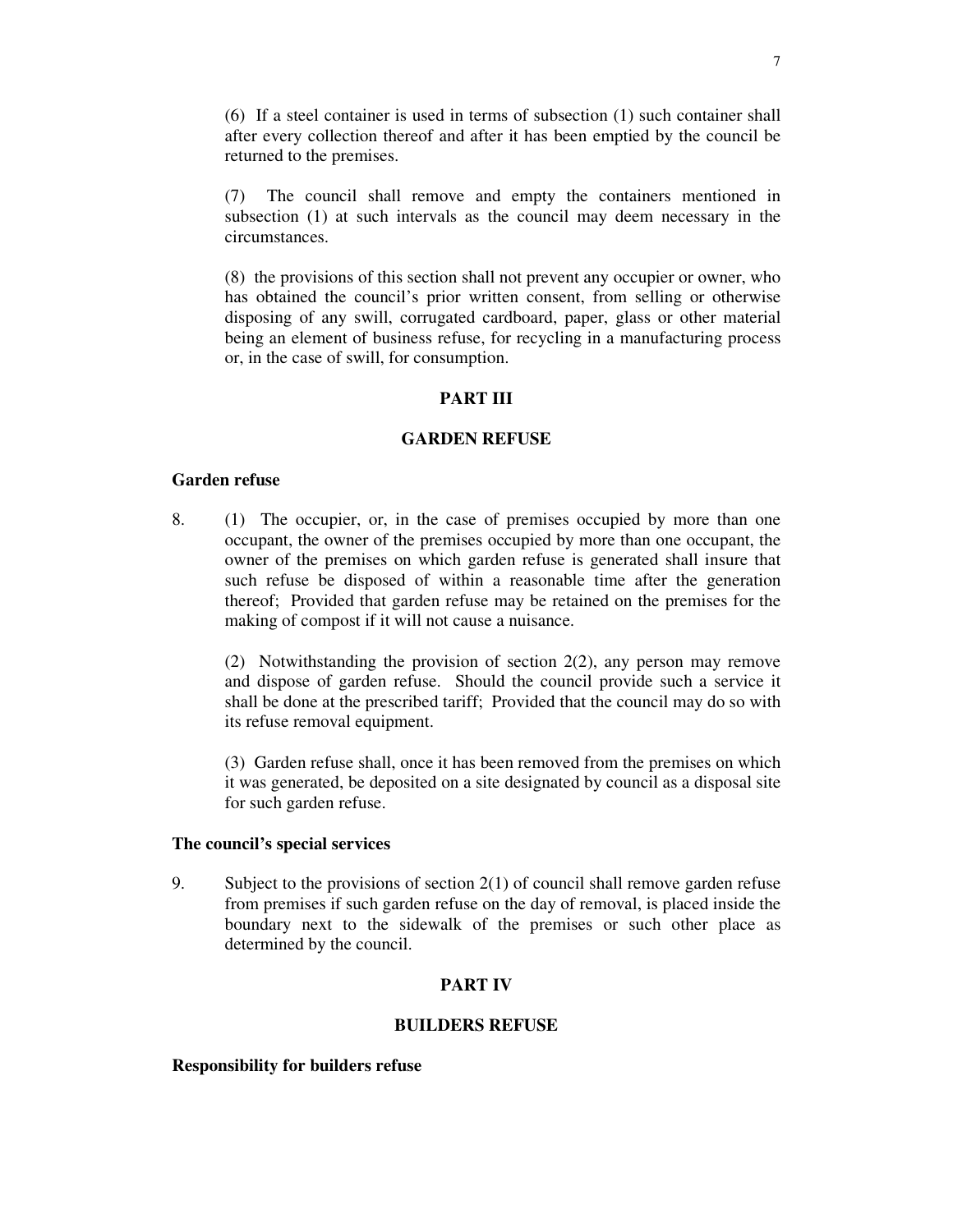(6) If a steel container is used in terms of subsection (1) such container shall after every collection thereof and after it has been emptied by the council be returned to the premises.

(7) The council shall remove and empty the containers mentioned in subsection (1) at such intervals as the council may deem necessary in the circumstances.

(8) the provisions of this section shall not prevent any occupier or owner, who has obtained the council's prior written consent, from selling or otherwise disposing of any swill, corrugated cardboard, paper, glass or other material being an element of business refuse, for recycling in a manufacturing process or, in the case of swill, for consumption.

## PART III

## GARDEN REFUSE

**Garden refuse**

8. (1) The occupier, or, in the case of premises occupied by more than one occupant, the owner of the premises occupied by more than one occupant, the owner of the premises on which garden refuse is generated shall insure that such refuse be disposed of within a reasonable time after the generation thereof; Provided that garden refuse may be retained on the premises for the making of compost if it will not cause a nuisance.

(2) Notwithstanding the provision of section 2(2), any person may remove and dispose of garden refuse. Should the council provide such a service it shall be done at the prescribed tariff; Provided that the council may do so with its refuse removal equipment.

(3) Garden refuse shall, once it has been removed from the premises on which it was generated, be deposited on a site designated by council as a disposal site for such garden refuse.

**The council's special services**

9. Subject to the provisions of section 2(1) of council shall remove garden refuse from premises if such garden refuse on the day of removal, is placed inside the boundary next to the sidewalk of the premises or such other place as determined by the council.

## PART IV

## BUILDERS REFUSE

**Responsibility for builders refuse**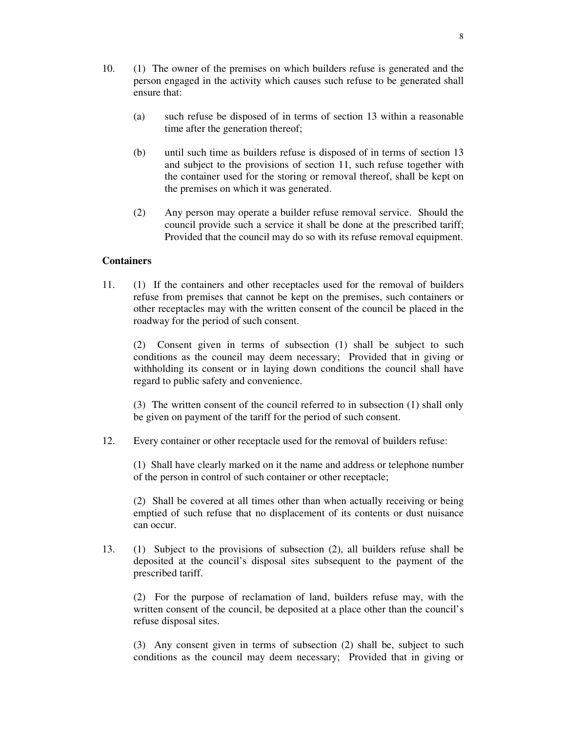10. (1) The owner of the premises on which builders refuse is generated and the person engaged in the activity which causes such refuse to be generated shall ensure that:

    (a) such refuse be disposed of in terms of section 13 within a reasonable time after the generation thereof;

    (b) until such time as builders refuse is disposed of in terms of section 13 and subject to the provisions of section 11, such refuse together with the container used for the storing or removal thereof, shall be kept on the premises on which it was generated.

    (2) Any person may operate a builder refuse removal service. Should the council provide such a service it shall be done at the prescribed tariff; Provided that the council may do so with its refuse removal equipment.

**Containers**

11. (1) If the containers and other receptacles used for the removal of builders refuse from premises that cannot be kept on the premises, such containers or other receptacles may with the written consent of the council be placed in the roadway for the period of such consent.

    (2) Consent given in terms of subsection (1) shall be subject to such conditions as the council may deem necessary; Provided that in giving or withholding its consent or in laying down conditions the council shall have regard to public safety and convenience.

    (3) The written consent of the council referred to in subsection (1) shall only be given on payment of the tariff for the period of such consent.

12. Every container or other receptacle used for the removal of builders refuse:

    (1) Shall have clearly marked on it the name and address or telephone number of the person in control of such container or other receptacle;

    (2) Shall be covered at all times other than when actually receiving or being emptied of such refuse that no displacement of its contents or dust nuisance can occur.

13. (1) Subject to the provisions of subsection (2), all builders refuse shall be deposited at the council's disposal sites subsequent to the payment of the prescribed tariff.

    (2) For the purpose of reclamation of land, builders refuse may, with the written consent of the council, be deposited at a place other than the council's refuse disposal sites.

    (3) Any consent given in terms of subsection (2) shall be, subject to such conditions as the council may deem necessary; Provided that in giving or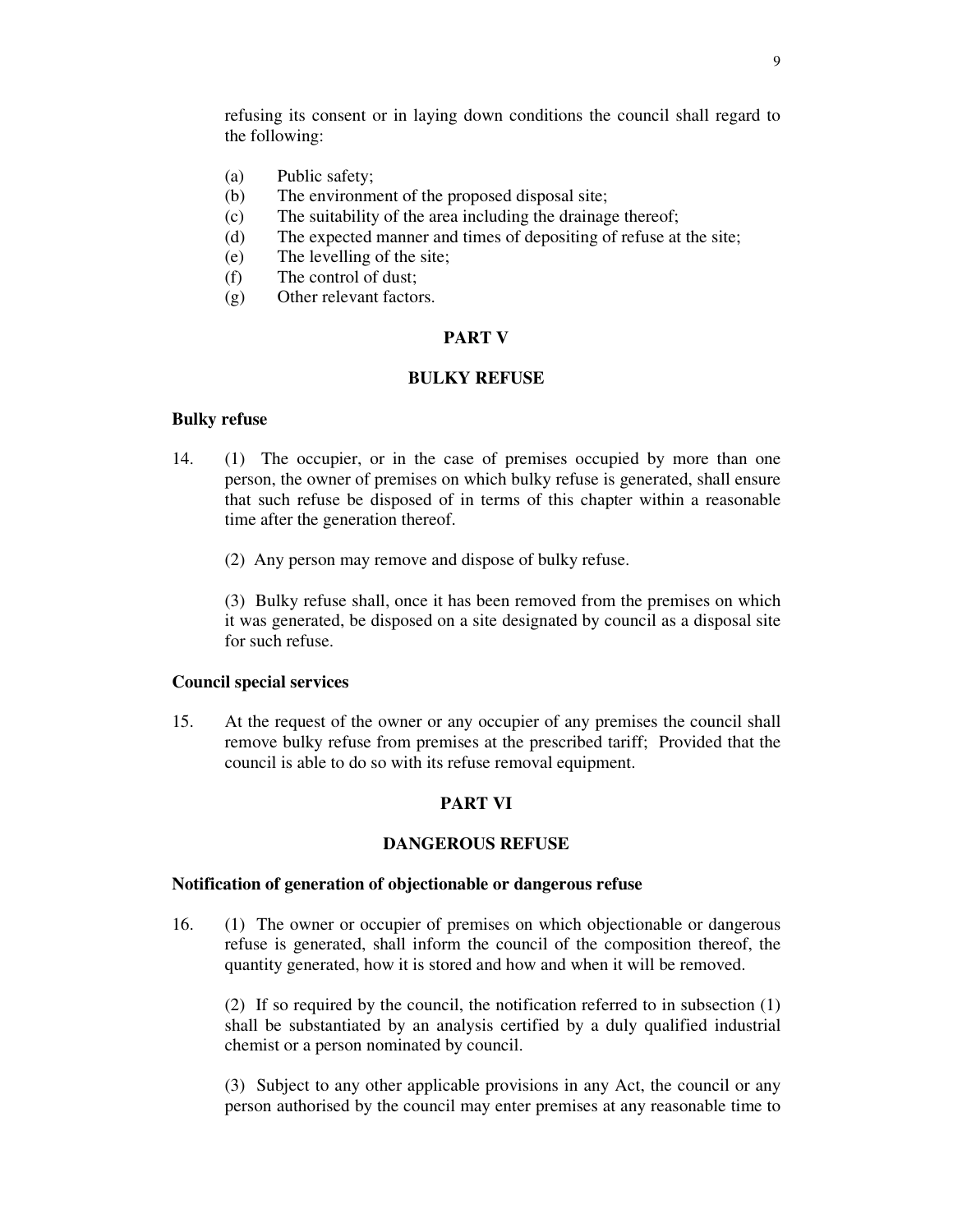refusing its consent or in laying down conditions the council shall regard to the following:

(a) Public safety;
(b) The environment of the proposed disposal site;
(c) The suitability of the area including the drainage thereof;
(d) The expected manner and times of depositing of refuse at the site;
(e) The levelling of the site;
(f) The control of dust;
(g) Other relevant factors.

## PART V

## BULKY REFUSE

**Bulky refuse**

14. (1) The occupier, or in the case of premises occupied by more than one person, the owner of premises on which bulky refuse is generated, shall ensure that such refuse be disposed of in terms of this chapter within a reasonable time after the generation thereof.

(2) Any person may remove and dispose of bulky refuse.

(3) Bulky refuse shall, once it has been removed from the premises on which it was generated, be disposed on a site designated by council as a disposal site for such refuse.

**Council special services**

15. At the request of the owner or any occupier of any premises the council shall remove bulky refuse from premises at the prescribed tariff; Provided that the council is able to do so with its refuse removal equipment.

## PART VI

## DANGEROUS REFUSE

**Notification of generation of objectionable or dangerous refuse**

16. (1) The owner or occupier of premises on which objectionable or dangerous refuse is generated, shall inform the council of the composition thereof, the quantity generated, how it is stored and how and when it will be removed.

(2) If so required by the council, the notification referred to in subsection (1) shall be substantiated by an analysis certified by a duly qualified industrial chemist or a person nominated by council.

(3) Subject to any other applicable provisions in any Act, the council or any person authorised by the council may enter premises at any reasonable time to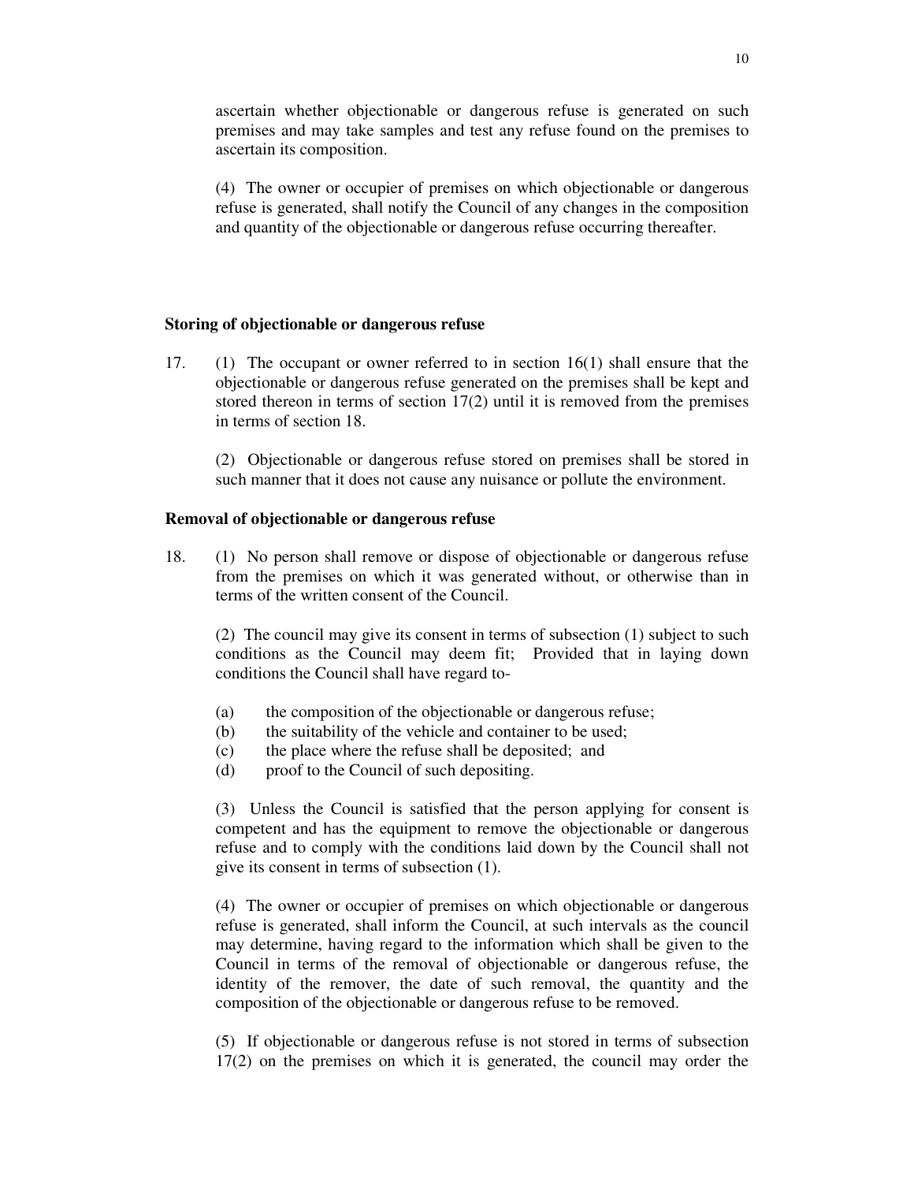ascertain whether objectionable or dangerous refuse is generated on such premises and may take samples and test any refuse found on the premises to ascertain its composition.

(4) The owner or occupier of premises on which objectionable or dangerous refuse is generated, shall notify the Council of any changes in the composition and quantity of the objectionable or dangerous refuse occurring thereafter.

**Storing of objectionable or dangerous refuse**

17. (1) The occupant or owner referred to in section 16(1) shall ensure that the objectionable or dangerous refuse generated on the premises shall be kept and stored thereon in terms of section 17(2) until it is removed from the premises in terms of section 18.

(2) Objectionable or dangerous refuse stored on premises shall be stored in such manner that it does not cause any nuisance or pollute the environment.

**Removal of objectionable or dangerous refuse**

18. (1) No person shall remove or dispose of objectionable or dangerous refuse from the premises on which it was generated without, or otherwise than in terms of the written consent of the Council.

(2) The council may give its consent in terms of subsection (1) subject to such conditions as the Council may deem fit; Provided that in laying down conditions the Council shall have regard to-

(a) the composition of the objectionable or dangerous refuse;
(b) the suitability of the vehicle and container to be used;
(c) the place where the refuse shall be deposited; and
(d) proof to the Council of such depositing.

(3) Unless the Council is satisfied that the person applying for consent is competent and has the equipment to remove the objectionable or dangerous refuse and to comply with the conditions laid down by the Council shall not give its consent in terms of subsection (1).

(4) The owner or occupier of premises on which objectionable or dangerous refuse is generated, shall inform the Council, at such intervals as the council may determine, having regard to the information which shall be given to the Council in terms of the removal of objectionable or dangerous refuse, the identity of the remover, the date of such removal, the quantity and the composition of the objectionable or dangerous refuse to be removed.

(5) If objectionable or dangerous refuse is not stored in terms of subsection 17(2) on the premises on which it is generated, the council may order the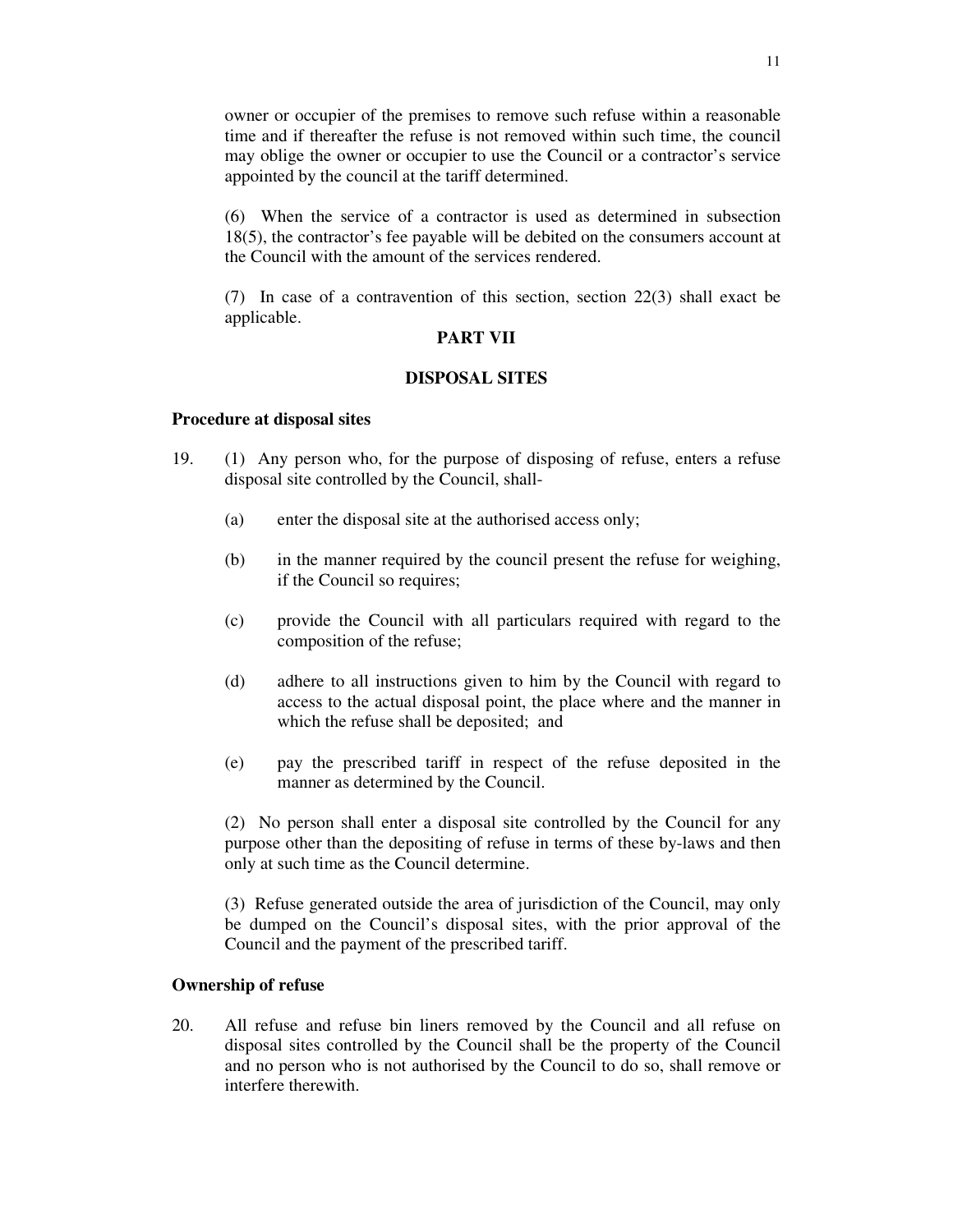owner or occupier of the premises to remove such refuse within a reasonable time and if thereafter the refuse is not removed within such time, the council may oblige the owner or occupier to use the Council or a contractor's service appointed by the council at the tariff determined.

(6) When the service of a contractor is used as determined in subsection 18(5), the contractor's fee payable will be debited on the consumers account at the Council with the amount of the services rendered.

(7) In case of a contravention of this section, section 22(3) shall exact be applicable.

## PART VII

## DISPOSAL SITES

**Procedure at disposal sites**

19. (1) Any person who, for the purpose of disposing of refuse, enters a refuse disposal site controlled by the Council, shall-

   (a) enter the disposal site at the authorised access only;

   (b) in the manner required by the council present the refuse for weighing, if the Council so requires;

   (c) provide the Council with all particulars required with regard to the composition of the refuse;

   (d) adhere to all instructions given to him by the Council with regard to access to the actual disposal point, the place where and the manner in which the refuse shall be deposited; and

   (e) pay the prescribed tariff in respect of the refuse deposited in the manner as determined by the Council.

   (2) No person shall enter a disposal site controlled by the Council for any purpose other than the depositing of refuse in terms of these by-laws and then only at such time as the Council determine.

   (3) Refuse generated outside the area of jurisdiction of the Council, may only be dumped on the Council's disposal sites, with the prior approval of the Council and the payment of the prescribed tariff.

**Ownership of refuse**

20. All refuse and refuse bin liners removed by the Council and all refuse on disposal sites controlled by the Council shall be the property of the Council and no person who is not authorised by the Council to do so, shall remove or interfere therewith.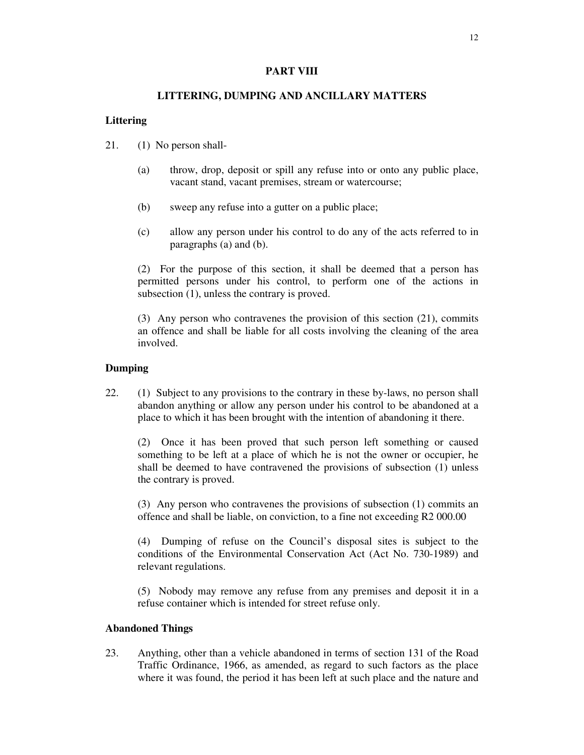## PART VIII

## LITTERING, DUMPING AND ANCILLARY MATTERS

### Littering

21. (1) No person shall-

    (a) throw, drop, deposit or spill any refuse into or onto any public place, vacant stand, vacant premises, stream or watercourse;

    (b) sweep any refuse into a gutter on a public place;

    (c) allow any person under his control to do any of the acts referred to in paragraphs (a) and (b).

    (2) For the purpose of this section, it shall be deemed that a person has permitted persons under his control, to perform one of the actions in subsection (1), unless the contrary is proved.

    (3) Any person who contravenes the provision of this section (21), commits an offence and shall be liable for all costs involving the cleaning of the area involved.

### Dumping

22. (1) Subject to any provisions to the contrary in these by-laws, no person shall abandon anything or allow any person under his control to be abandoned at a place to which it has been brought with the intention of abandoning it there.

    (2) Once it has been proved that such person left something or caused something to be left at a place of which he is not the owner or occupier, he shall be deemed to have contravened the provisions of subsection (1) unless the contrary is proved.

    (3) Any person who contravenes the provisions of subsection (1) commits an offence and shall be liable, on conviction, to a fine not exceeding R2 000.00

    (4) Dumping of refuse on the Council's disposal sites is subject to the conditions of the Environmental Conservation Act (Act No. 730-1989) and relevant regulations.

    (5) Nobody may remove any refuse from any premises and deposit it in a refuse container which is intended for street refuse only.

### Abandoned Things

23. Anything, other than a vehicle abandoned in terms of section 131 of the Road Traffic Ordinance, 1966, as amended, as regard to such factors as the place where it was found, the period it has been left at such place and the nature and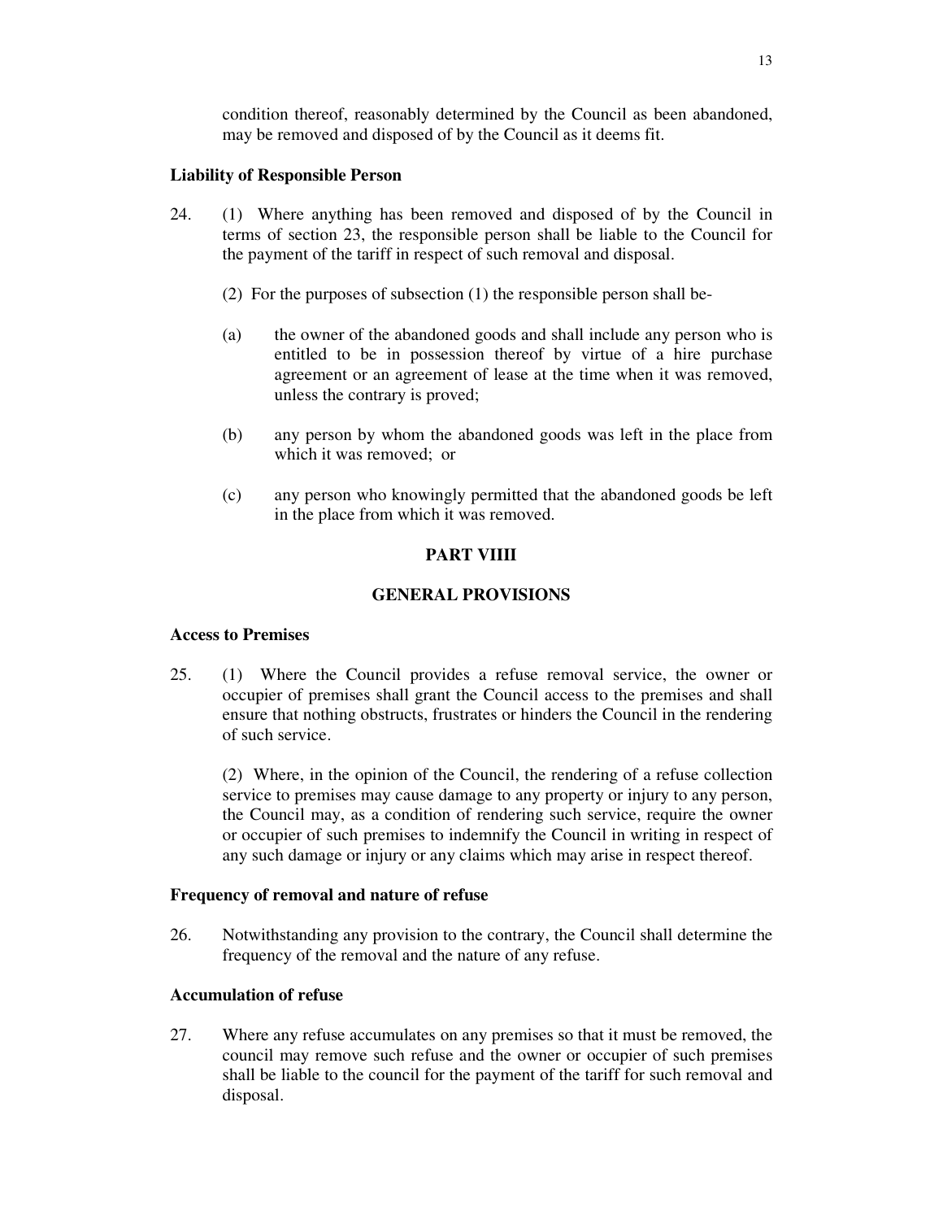condition thereof, reasonably determined by the Council as been abandoned, may be removed and disposed of by the Council as it deems fit.

**Liability of Responsible Person**

24. (1) Where anything has been removed and disposed of by the Council in terms of section 23, the responsible person shall be liable to the Council for the payment of the tariff in respect of such removal and disposal.

(2) For the purposes of subsection (1) the responsible person shall be-

(a) the owner of the abandoned goods and shall include any person who is entitled to be in possession thereof by virtue of a hire purchase agreement or an agreement of lease at the time when it was removed, unless the contrary is proved;

(b) any person by whom the abandoned goods was left in the place from which it was removed; or

(c) any person who knowingly permitted that the abandoned goods be left in the place from which it was removed.

## PART VIIII

## GENERAL PROVISIONS

**Access to Premises**

25. (1) Where the Council provides a refuse removal service, the owner or occupier of premises shall grant the Council access to the premises and shall ensure that nothing obstructs, frustrates or hinders the Council in the rendering of such service.

(2) Where, in the opinion of the Council, the rendering of a refuse collection service to premises may cause damage to any property or injury to any person, the Council may, as a condition of rendering such service, require the owner or occupier of such premises to indemnify the Council in writing in respect of any such damage or injury or any claims which may arise in respect thereof.

**Frequency of removal and nature of refuse**

26. Notwithstanding any provision to the contrary, the Council shall determine the frequency of the removal and the nature of any refuse.

**Accumulation of refuse**

27. Where any refuse accumulates on any premises so that it must be removed, the council may remove such refuse and the owner or occupier of such premises shall be liable to the council for the payment of the tariff for such removal and disposal.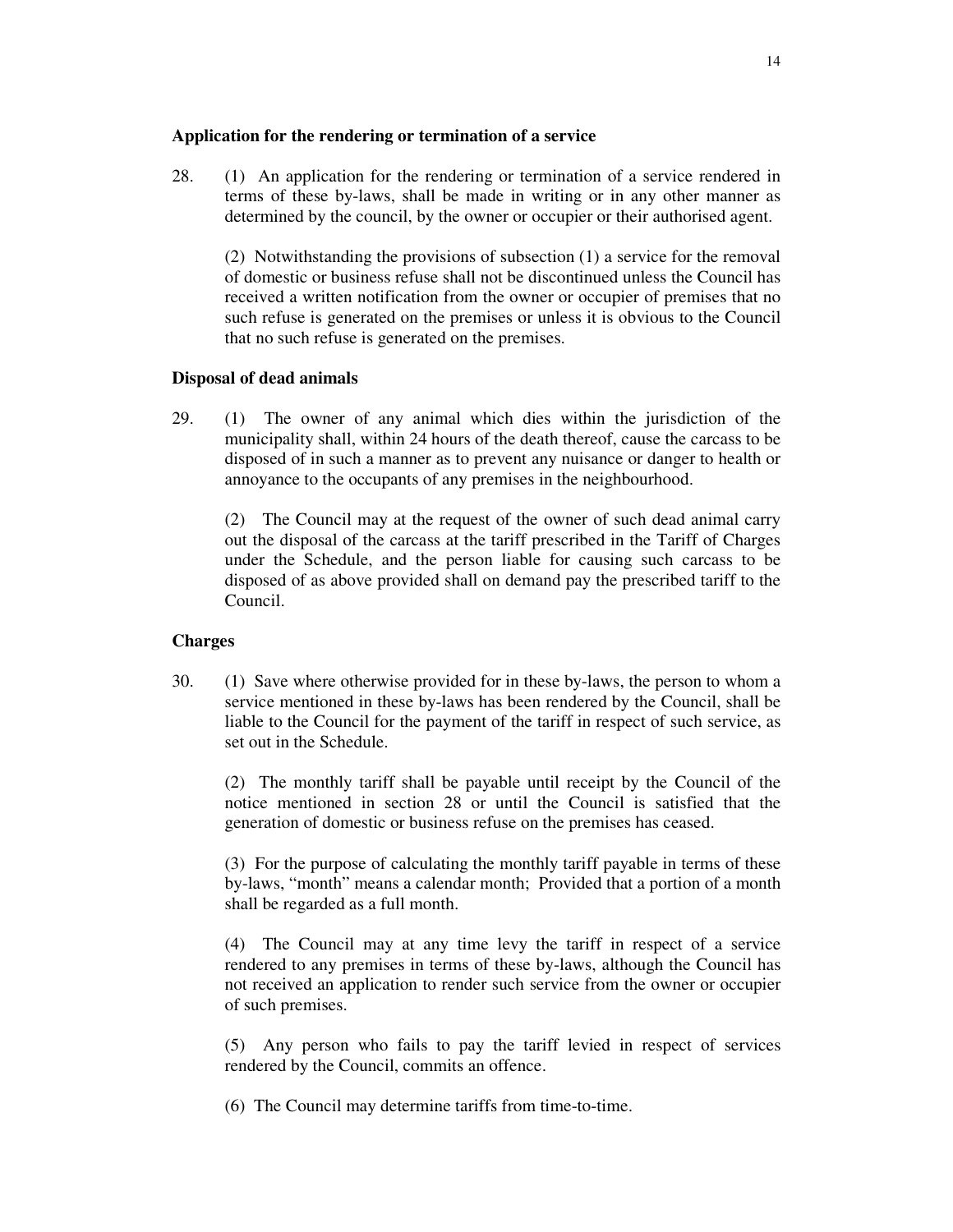**Application for the rendering or termination of a service**

28. (1) An application for the rendering or termination of a service rendered in terms of these by-laws, shall be made in writing or in any other manner as determined by the council, by the owner or occupier or their authorised agent.

(2) Notwithstanding the provisions of subsection (1) a service for the removal of domestic or business refuse shall not be discontinued unless the Council has received a written notification from the owner or occupier of premises that no such refuse is generated on the premises or unless it is obvious to the Council that no such refuse is generated on the premises.

**Disposal of dead animals**

29. (1) The owner of any animal which dies within the jurisdiction of the municipality shall, within 24 hours of the death thereof, cause the carcass to be disposed of in such a manner as to prevent any nuisance or danger to health or annoyance to the occupants of any premises in the neighbourhood.

(2) The Council may at the request of the owner of such dead animal carry out the disposal of the carcass at the tariff prescribed in the Tariff of Charges under the Schedule, and the person liable for causing such carcass to be disposed of as above provided shall on demand pay the prescribed tariff to the Council.

**Charges**

30. (1) Save where otherwise provided for in these by-laws, the person to whom a service mentioned in these by-laws has been rendered by the Council, shall be liable to the Council for the payment of the tariff in respect of such service, as set out in the Schedule.

(2) The monthly tariff shall be payable until receipt by the Council of the notice mentioned in section 28 or until the Council is satisfied that the generation of domestic or business refuse on the premises has ceased.

(3) For the purpose of calculating the monthly tariff payable in terms of these by-laws, "month" means a calendar month; Provided that a portion of a month shall be regarded as a full month.

(4) The Council may at any time levy the tariff in respect of a service rendered to any premises in terms of these by-laws, although the Council has not received an application to render such service from the owner or occupier of such premises.

(5) Any person who fails to pay the tariff levied in respect of services rendered by the Council, commits an offence.

(6) The Council may determine tariffs from time-to-time.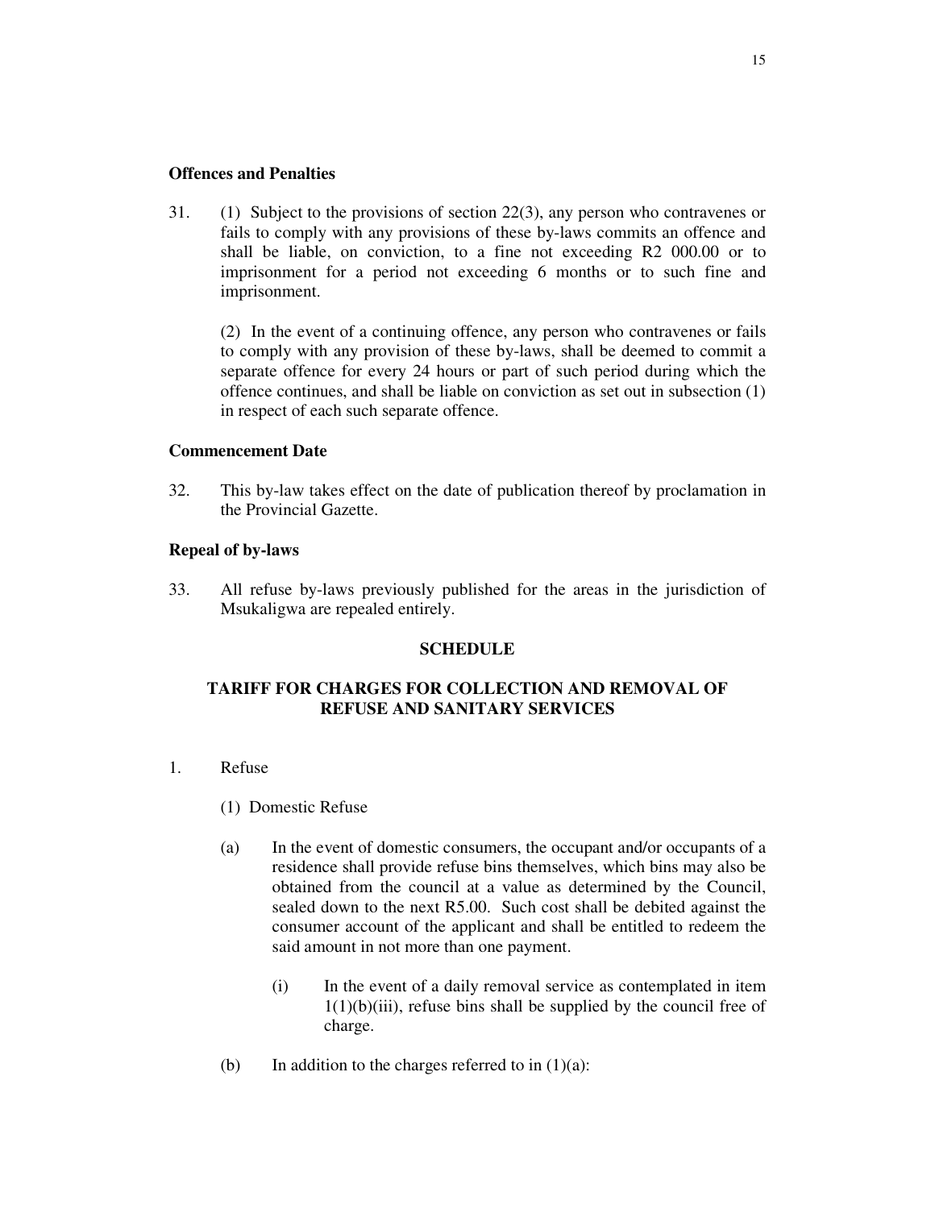**Offences and Penalties**

31. (1) Subject to the provisions of section 22(3), any person who contravenes or fails to comply with any provisions of these by-laws commits an offence and shall be liable, on conviction, to a fine not exceeding R2 000.00 or to imprisonment for a period not exceeding 6 months or to such fine and imprisonment.

(2) In the event of a continuing offence, any person who contravenes or fails to comply with any provision of these by-laws, shall be deemed to commit a separate offence for every 24 hours or part of such period during which the offence continues, and shall be liable on conviction as set out in subsection (1) in respect of each such separate offence.

**Commencement Date**

32. This by-law takes effect on the date of publication thereof by proclamation in the Provincial Gazette.

**Repeal of by-laws**

33. All refuse by-laws previously published for the areas in the jurisdiction of Msukaligwa are repealed entirely.

**SCHEDULE**

**TARIFF FOR CHARGES FOR COLLECTION AND REMOVAL OF REFUSE AND SANITARY SERVICES**

1. Refuse

(1) Domestic Refuse

(a) In the event of domestic consumers, the occupant and/or occupants of a residence shall provide refuse bins themselves, which bins may also be obtained from the council at a value as determined by the Council, sealed down to the next R5.00. Such cost shall be debited against the consumer account of the applicant and shall be entitled to redeem the said amount in not more than one payment.

(i) In the event of a daily removal service as contemplated in item 1(1)(b)(iii), refuse bins shall be supplied by the council free of charge.

(b) In addition to the charges referred to in (1)(a):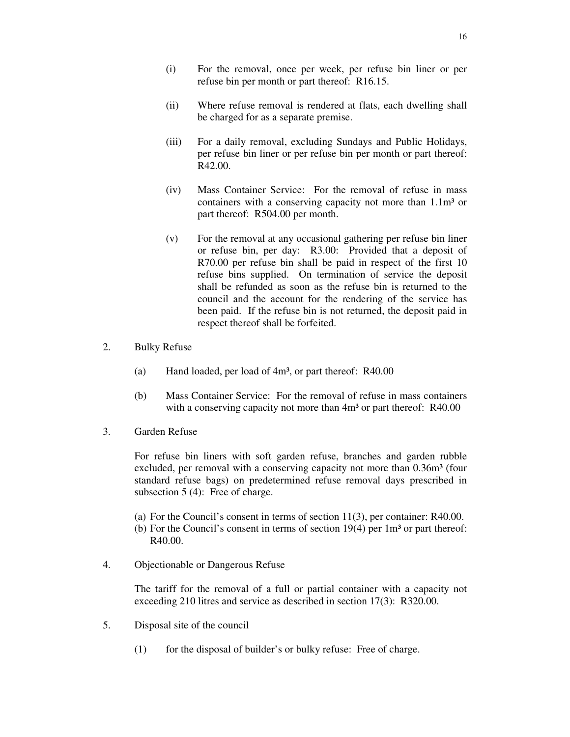(i) For the removal, once per week, per refuse bin liner or per refuse bin per month or part thereof: R16.15.

(ii) Where refuse removal is rendered at flats, each dwelling shall be charged for as a separate premise.

(iii) For a daily removal, excluding Sundays and Public Holidays, per refuse bin liner or per refuse bin per month or part thereof: R42.00.

(iv) Mass Container Service: For the removal of refuse in mass containers with a conserving capacity not more than 1.1m³ or part thereof: R504.00 per month.

(v) For the removal at any occasional gathering per refuse bin liner or refuse bin, per day: R3.00: Provided that a deposit of R70.00 per refuse bin shall be paid in respect of the first 10 refuse bins supplied. On termination of service the deposit shall be refunded as soon as the refuse bin is returned to the council and the account for the rendering of the service has been paid. If the refuse bin is not returned, the deposit paid in respect thereof shall be forfeited.

2. Bulky Refuse

(a) Hand loaded, per load of 4m³, or part thereof: R40.00

(b) Mass Container Service: For the removal of refuse in mass containers with a conserving capacity not more than 4m³ or part thereof: R40.00

3. Garden Refuse

For refuse bin liners with soft garden refuse, branches and garden rubble excluded, per removal with a conserving capacity not more than 0.36m³ (four standard refuse bags) on predetermined refuse removal days prescribed in subsection 5 (4): Free of charge.

(a) For the Council's consent in terms of section 11(3), per container: R40.00.
(b) For the Council's consent in terms of section 19(4) per 1m³ or part thereof: R40.00.

4. Objectionable or Dangerous Refuse

The tariff for the removal of a full or partial container with a capacity not exceeding 210 litres and service as described in section 17(3): R320.00.

5. Disposal site of the council

(1) for the disposal of builder's or bulky refuse: Free of charge.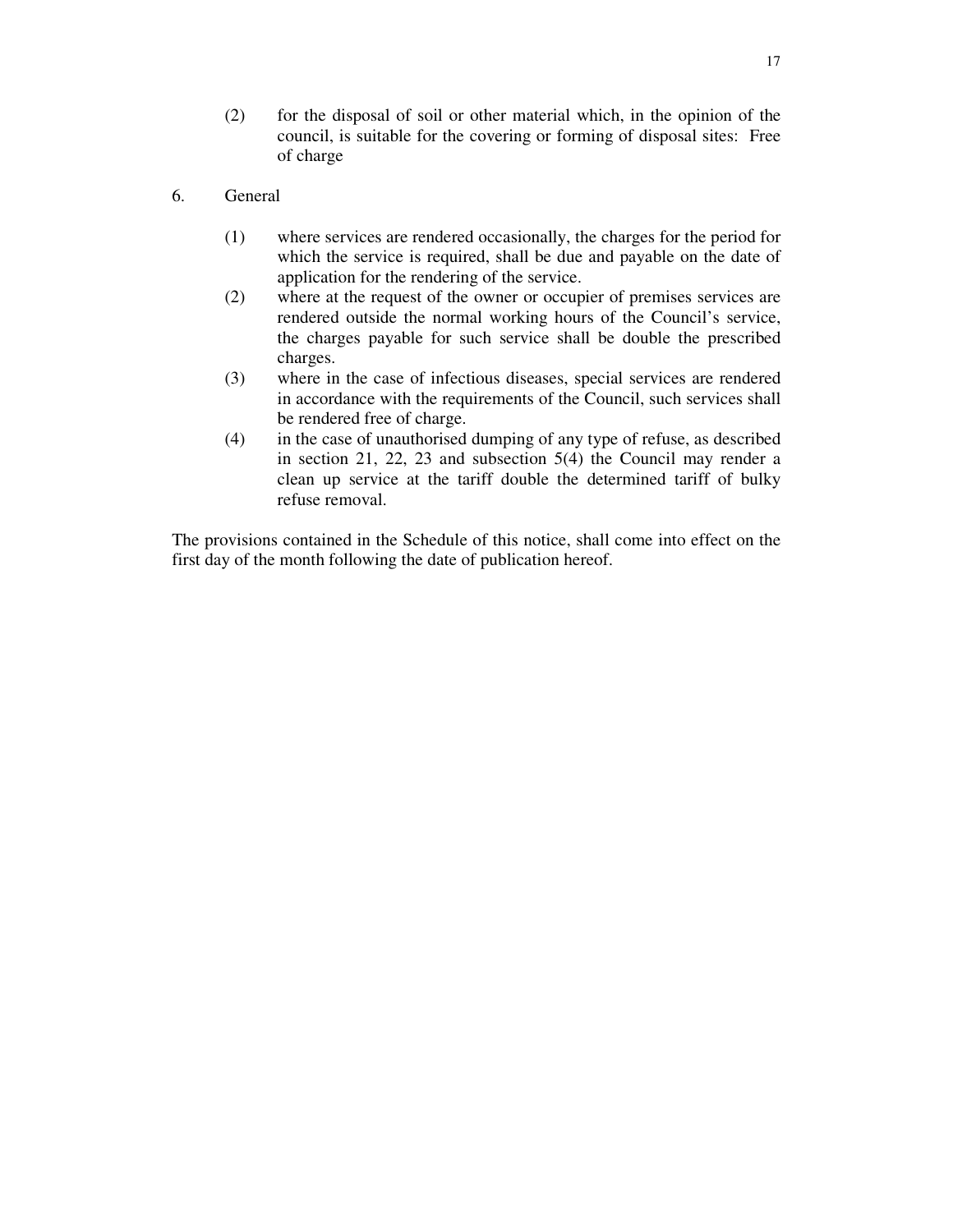(2) for the disposal of soil or other material which, in the opinion of the council, is suitable for the covering or forming of disposal sites: Free of charge

6. General

(1) where services are rendered occasionally, the charges for the period for which the service is required, shall be due and payable on the date of application for the rendering of the service.

(2) where at the request of the owner or occupier of premises services are rendered outside the normal working hours of the Council's service, the charges payable for such service shall be double the prescribed charges.

(3) where in the case of infectious diseases, special services are rendered in accordance with the requirements of the Council, such services shall be rendered free of charge.

(4) in the case of unauthorised dumping of any type of refuse, as described in section 21, 22, 23 and subsection 5(4) the Council may render a clean up service at the tariff double the determined tariff of bulky refuse removal.

The provisions contained in the Schedule of this notice, shall come into effect on the first day of the month following the date of publication hereof.